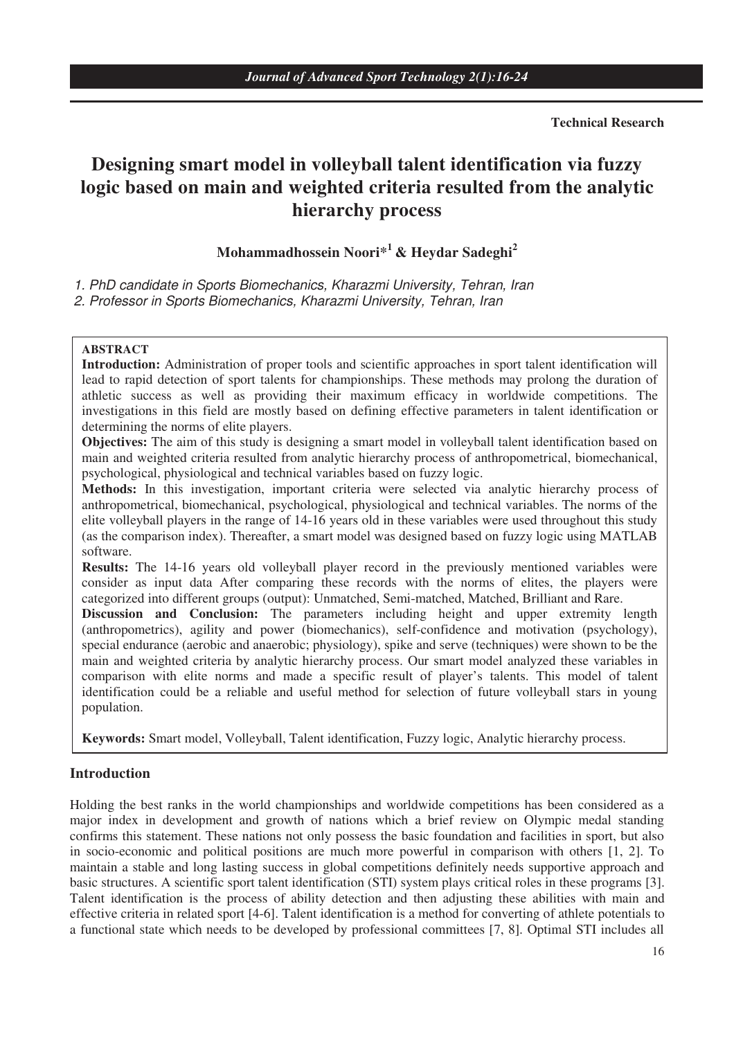Technical Research

# Designing smart model in volleyball talent identification via fuzzy logic based on main and weighted criteria resulted from the analytic hierarchy process

**Mohammadhossein Noori*[1] & Heydar Sadeghi[2]**

*1. PhD candidate in Sports Biomechanics, Kharazmi University, Tehran, Iran*
*2. Professor in Sports Biomechanics, Kharazmi University, Tehran, Iran*

**ABSTRACT**

**Introduction:** Administration of proper tools and scientific approaches in sport talent identification will lead to rapid detection of sport talents for championships. These methods may prolong the duration of athletic success as well as providing their maximum efficacy in worldwide competitions. The investigations in this field are mostly based on defining effective parameters in talent identification or determining the norms of elite players.

**Objectives:** The aim of this study is designing a smart model in volleyball talent identification based on main and weighted criteria resulted from analytic hierarchy process of anthropometrical, biomechanical, psychological, physiological and technical variables based on fuzzy logic.

**Methods:** In this investigation, important criteria were selected via analytic hierarchy process of anthropometrical, biomechanical, psychological, physiological and technical variables. The norms of the elite volleyball players in the range of 14-16 years old in these variables were used throughout this study (as the comparison index). Thereafter, a smart model was designed based on fuzzy logic using MATLAB software.

**Results:** The 14-16 years old volleyball player record in the previously mentioned variables were consider as input data After comparing these records with the norms of elites, the players were categorized into different groups (output): Unmatched, Semi-matched, Matched, Brilliant and Rare.

**Discussion and Conclusion:** The parameters including height and upper extremity length (anthropometrics), agility and power (biomechanics), self-confidence and motivation (psychology), special endurance (aerobic and anaerobic; physiology), spike and serve (techniques) were shown to be the main and weighted criteria by analytic hierarchy process. Our smart model analyzed these variables in comparison with elite norms and made a specific result of player's talents. This model of talent identification could be a reliable and useful method for selection of future volleyball stars in young population.

**Keywords:** Smart model, Volleyball, Talent identification, Fuzzy logic, Analytic hierarchy process.

## Introduction

Holding the best ranks in the world championships and worldwide competitions has been considered as a major index in development and growth of nations which a brief review on Olympic medal standing confirms this statement. These nations not only possess the basic foundation and facilities in sport, but also in socio-economic and political positions are much more powerful in comparison with others [1, 2]. To maintain a stable and long lasting success in global competitions definitely needs supportive approach and basic structures. A scientific sport talent identification (STI) system plays critical roles in these programs [3]. Talent identification is the process of ability detection and then adjusting these abilities with main and effective criteria in related sport [4-6]. Talent identification is a method for converting of athlete potentials to a functional state which needs to be developed by professional committees [7, 8]. Optimal STI includes all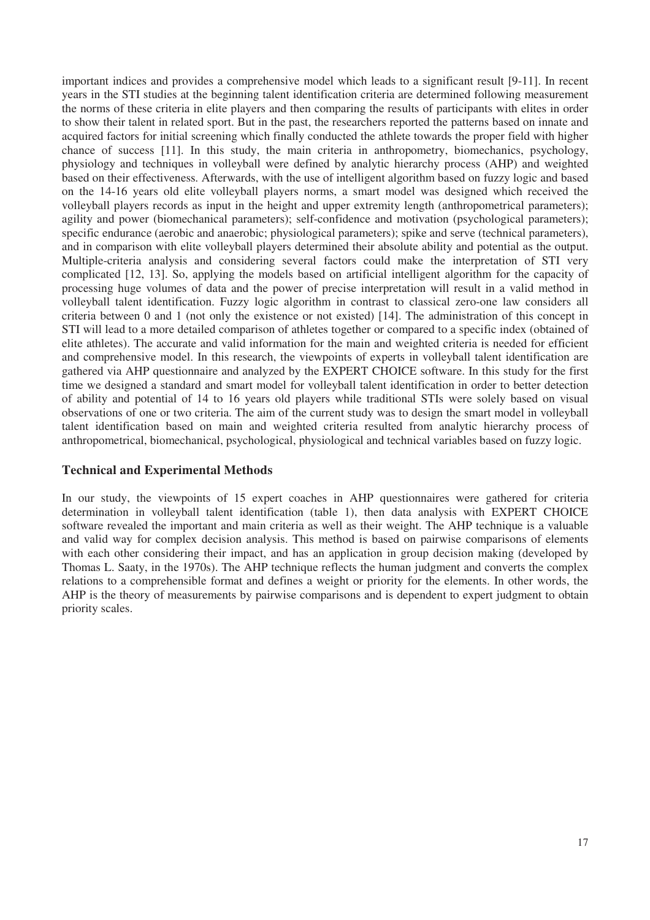important indices and provides a comprehensive model which leads to a significant result [9-11]. In recent years in the STI studies at the beginning talent identification criteria are determined following measurement the norms of these criteria in elite players and then comparing the results of participants with elites in order to show their talent in related sport. But in the past, the researchers reported the patterns based on innate and acquired factors for initial screening which finally conducted the athlete towards the proper field with higher chance of success [11]. In this study, the main criteria in anthropometry, biomechanics, psychology, physiology and techniques in volleyball were defined by analytic hierarchy process (AHP) and weighted based on their effectiveness. Afterwards, with the use of intelligent algorithm based on fuzzy logic and based on the 14-16 years old elite volleyball players norms, a smart model was designed which received the volleyball players records as input in the height and upper extremity length (anthropometrical parameters); agility and power (biomechanical parameters); self-confidence and motivation (psychological parameters); specific endurance (aerobic and anaerobic; physiological parameters); spike and serve (technical parameters), and in comparison with elite volleyball players determined their absolute ability and potential as the output. Multiple-criteria analysis and considering several factors could make the interpretation of STI very complicated [12, 13]. So, applying the models based on artificial intelligent algorithm for the capacity of processing huge volumes of data and the power of precise interpretation will result in a valid method in volleyball talent identification. Fuzzy logic algorithm in contrast to classical zero-one law considers all criteria between 0 and 1 (not only the existence or not existed) [14]. The administration of this concept in STI will lead to a more detailed comparison of athletes together or compared to a specific index (obtained of elite athletes). The accurate and valid information for the main and weighted criteria is needed for efficient and comprehensive model. In this research, the viewpoints of experts in volleyball talent identification are gathered via AHP questionnaire and analyzed by the EXPERT CHOICE software. In this study for the first time we designed a standard and smart model for volleyball talent identification in order to better detection of ability and potential of 14 to 16 years old players while traditional STIs were solely based on visual observations of one or two criteria. The aim of the current study was to design the smart model in volleyball talent identification based on main and weighted criteria resulted from analytic hierarchy process of anthropometrical, biomechanical, psychological, physiological and technical variables based on fuzzy logic.

## Technical and Experimental Methods

In our study, the viewpoints of 15 expert coaches in AHP questionnaires were gathered for criteria determination in volleyball talent identification (table 1), then data analysis with EXPERT CHOICE software revealed the important and main criteria as well as their weight. The AHP technique is a valuable and valid way for complex decision analysis. This method is based on pairwise comparisons of elements with each other considering their impact, and has an application in group decision making (developed by Thomas L. Saaty, in the 1970s). The AHP technique reflects the human judgment and converts the complex relations to a comprehensible format and defines a weight or priority for the elements. In other words, the AHP is the theory of measurements by pairwise comparisons and is dependent to expert judgment to obtain priority scales.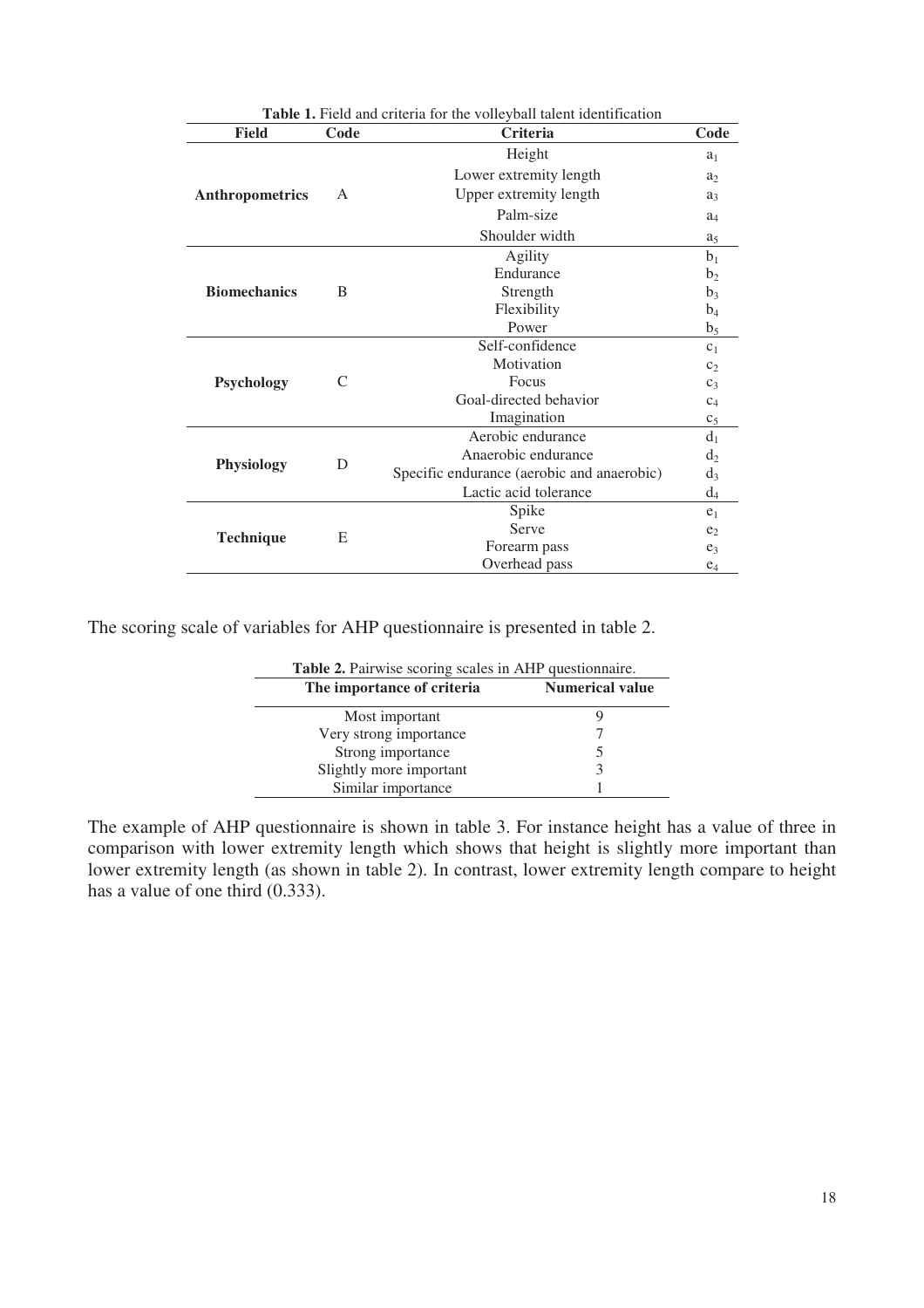**Table 1.** Field and criteria for the volleyball talent identification

| Field | Code | Criteria | Code |
|---|---|---|---|
| **Anthropometrics** | A | Height | $a_1$ |
| | | Lower extremity length | $a_2$ |
| | | Upper extremity length | $a_3$ |
| | | Palm-size | $a_4$ |
| | | Shoulder width | $a_5$ |
| **Biomechanics** | B | Agility | $b_1$ |
| | | Endurance | $b_2$ |
| | | Strength | $b_3$ |
| | | Flexibility | $b_4$ |
| | | Power | $b_5$ |
| **Psychology** | C | Self-confidence | $c_1$ |
| | | Motivation | $c_2$ |
| | | Focus | $c_3$ |
| | | Goal-directed behavior | $c_4$ |
| | | Imagination | $c_5$ |
| **Physiology** | D | Aerobic endurance | $d_1$ |
| | | Anaerobic endurance | $d_2$ |
| | | Specific endurance (aerobic and anaerobic) | $d_3$ |
| | | Lactic acid tolerance | $d_4$ |
| **Technique** | E | Spike | $e_1$ |
| | | Serve | $e_2$ |
| | | Forearm pass | $e_3$ |
| | | Overhead pass | $e_4$ |

The scoring scale of variables for AHP questionnaire is presented in table 2.

**Table 2.** Pairwise scoring scales in AHP questionnaire.

| The importance of criteria | Numerical value |
|---|---|
| Most important | 9 |
| Very strong importance | 7 |
| Strong importance | 5 |
| Slightly more important | 3 |
| Similar importance | 1 |

The example of AHP questionnaire is shown in table 3. For instance height has a value of three in comparison with lower extremity length which shows that height is slightly more important than lower extremity length (as shown in table 2). In contrast, lower extremity length compare to height has a value of one third (0.333).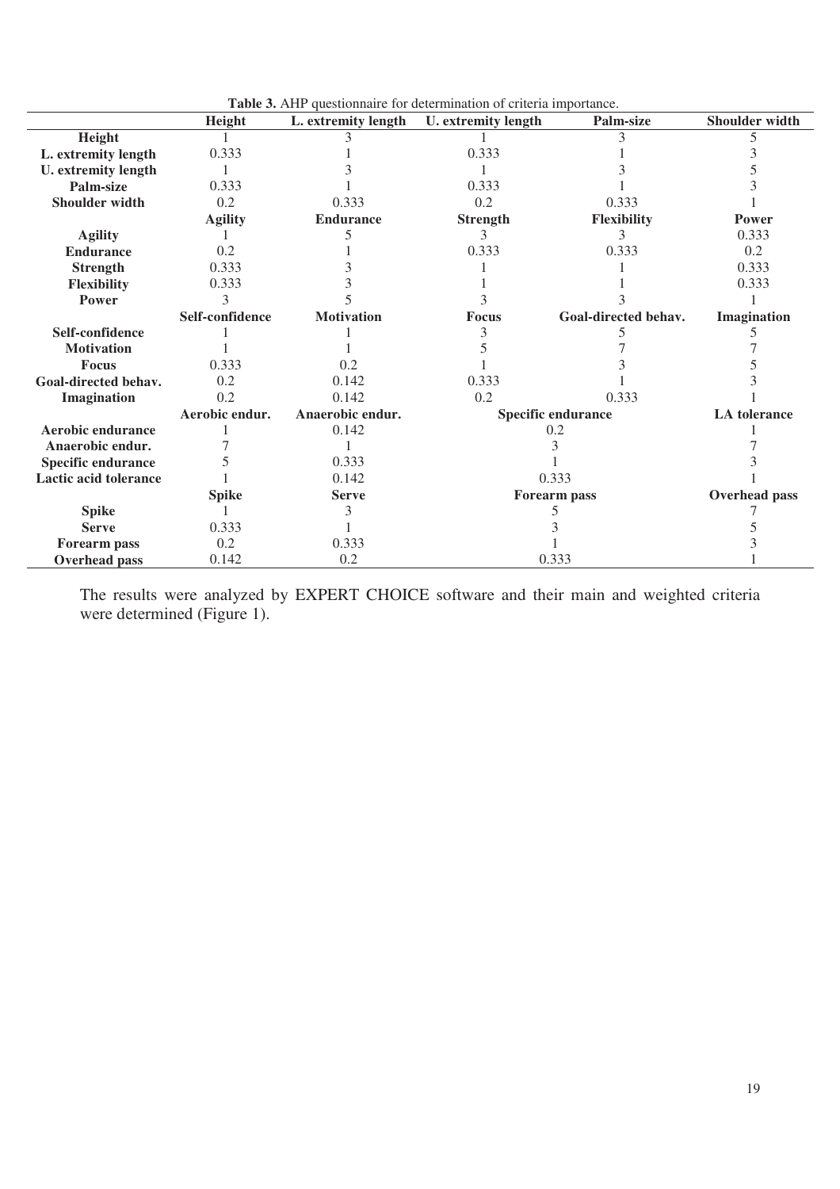**Table 3.** AHP questionnaire for determination of criteria importance.

| | Height | L. extremity length | U. extremity length | Palm-size | Shoulder width |
|---|---|---|---|---|---|
| **Height** | 1 | 3 | 1 | 3 | 5 |
| **L. extremity length** | 0.333 | 1 | 0.333 | 1 | 3 |
| **U. extremity length** | 1 | 3 | 1 | 3 | 5 |
| **Palm-size** | 0.333 | 1 | 0.333 | 1 | 3 |
| **Shoulder width** | 0.2 | 0.333 | 0.2 | 0.333 | 1 |
| | **Agility** | **Endurance** | **Strength** | **Flexibility** | **Power** |
| **Agility** | 1 | 5 | 3 | 3 | 0.333 |
| **Endurance** | 0.2 | 1 | 0.333 | 0.333 | 0.2 |
| **Strength** | 0.333 | 3 | 1 | 1 | 0.333 |
| **Flexibility** | 0.333 | 3 | 1 | 1 | 0.333 |
| **Power** | 3 | 5 | 3 | 3 | 1 |
| | **Self-confidence** | **Motivation** | **Focus** | **Goal-directed behav.** | **Imagination** |
| **Self-confidence** | 1 | 1 | 3 | 5 | 5 |
| **Motivation** | 1 | 1 | 5 | 7 | 7 |
| **Focus** | 0.333 | 0.2 | 1 | 3 | 5 |
| **Goal-directed behav.** | 0.2 | 0.142 | 0.333 | 1 | 3 |
| **Imagination** | 0.2 | 0.142 | 0.2 | 0.333 | 1 |
| | **Aerobic endur.** | **Anaerobic endur.** | **Specific endurance** | | **LA tolerance** |
| **Aerobic endurance** | 1 | 0.142 | 0.2 | | 1 |
| **Anaerobic endur.** | 7 | 1 | 3 | | 7 |
| **Specific endurance** | 5 | 0.333 | 1 | | 3 |
| **Lactic acid tolerance** | 1 | 0.142 | 0.333 | | 1 |
| | **Spike** | **Serve** | **Forearm pass** | | **Overhead pass** |
| **Spike** | 1 | 3 | 5 | | 7 |
| **Serve** | 0.333 | 1 | 3 | | 5 |
| **Forearm pass** | 0.2 | 0.333 | 1 | | 3 |
| **Overhead pass** | 0.142 | 0.2 | 0.333 | | 1 |

The results were analyzed by EXPERT CHOICE software and their main and weighted criteria were determined (Figure 1).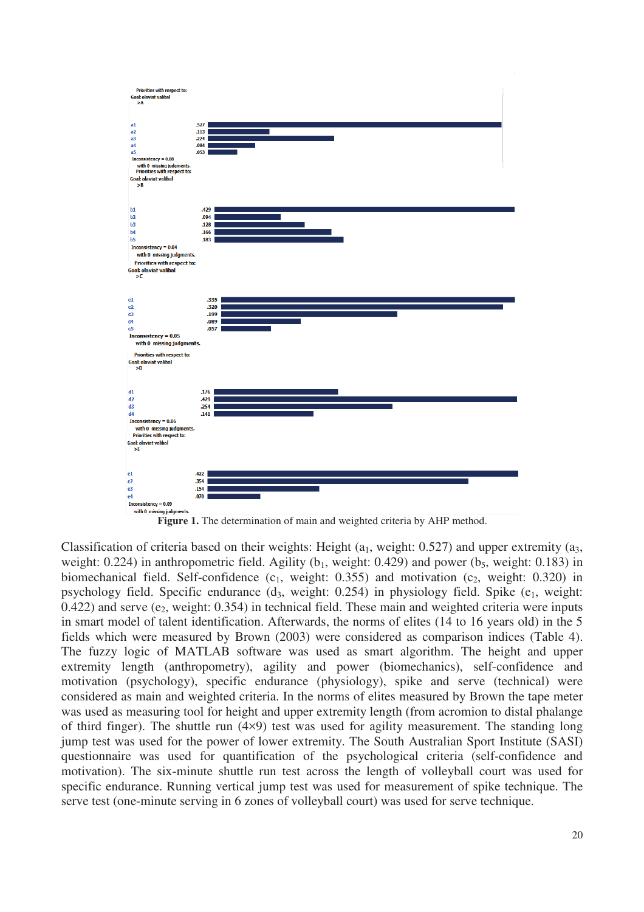Priorities with respect to:
Goal: olaviat valibal
>A

| | |
|---|---|
| a1 | .527 |
| a2 | .113 |
| a3 | .224 |
| a4 | .084 |
| a5 | .053 |

Inconsistency = 0.08
with 0 missing judgments.

Priorities with respect to:
Goal: olaviat valibal
>B

| | |
|---|---|
| b1 | .429 |
| b2 | .094 |
| b3 | .128 |
| b4 | .166 |
| b5 | .183 |

Inconsistency = 0.04
with 0 missing judgments.

Priorities with respect to:
Goal: olaviat valibal
>C

| | |
|---|---|
| c1 | .335 |
| c2 | .320 |
| c3 | .199 |
| c4 | .089 |
| c5 | .057 |

Inconsistency = 0.05
with 0 missing judgments.

Priorities with respect to:
Goal: olaviat valibal
>D

| | |
|---|---|
| d1 | .176 |
| d2 | .429 |
| d3 | .254 |
| d4 | .141 |

Inconsistency = 0.06
with 0 missing judgments.

Priorities with respect to:
Goal: olaviat valibal
>E

| | |
|---|---|
| e1 | .422 |
| e2 | .354 |
| e3 | .154 |
| e4 | .070 |

Inconsistency = 0.09
with 0 missing judgments.

**Figure 1.** The determination of main and weighted criteria by AHP method.

Classification of criteria based on their weights: Height ($a_1$, weight: 0.527) and upper extremity ($a_3$, weight: 0.224) in anthropometric field. Agility ($b_1$, weight: 0.429) and power ($b_5$, weight: 0.183) in biomechanical field. Self-confidence ($c_1$, weight: 0.355) and motivation ($c_2$, weight: 0.320) in psychology field. Specific endurance ($d_3$, weight: 0.254) in physiology field. Spike ($e_1$, weight: 0.422) and serve ($e_2$, weight: 0.354) in technical field. These main and weighted criteria were inputs in smart model of talent identification. Afterwards, the norms of elites (14 to 16 years old) in the 5 fields which were measured by Brown (2003) were considered as comparison indices (Table 4). The fuzzy logic of MATLAB software was used as smart algorithm. The height and upper extremity length (anthropometry), agility and power (biomechanics), self-confidence and motivation (psychology), specific endurance (physiology), spike and serve (technical) were considered as main and weighted criteria. In the norms of elites measured by Brown the tape meter was used as measuring tool for height and upper extremity length (from acromion to distal phalange of third finger). The shuttle run (4×9) test was used for agility measurement. The standing long jump test was used for the power of lower extremity. The South Australian Sport Institute (SASI) questionnaire was used for quantification of the psychological criteria (self-confidence and motivation). The six-minute shuttle run test across the length of volleyball court was used for specific endurance. Running vertical jump test was used for measurement of spike technique. The serve test (one-minute serving in 6 zones of volleyball court) was used for serve technique.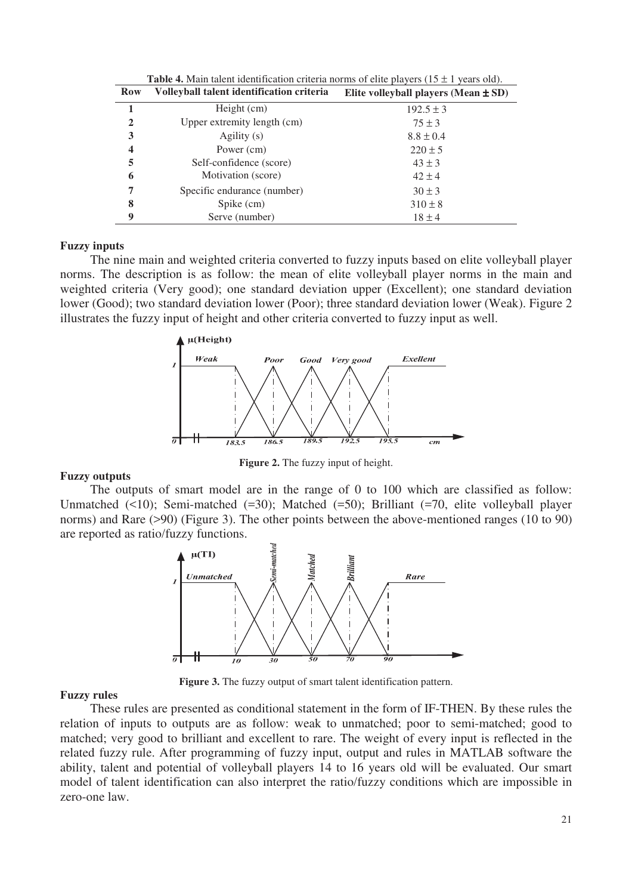**Table 4.** Main talent identification criteria norms of elite players (15 ± 1 years old).

| Row | Volleyball talent identification criteria | Elite volleyball players (Mean ± SD) |
|---|---|---|
| 1 | Height (cm) | 192.5 ± 3 |
| 2 | Upper extremity length (cm) | 75 ± 3 |
| 3 | Agility (s) | 8.8 ± 0.4 |
| 4 | Power (cm) | 220 ± 5 |
| 5 | Self-confidence (score) | 43 ± 3 |
| 6 | Motivation (score) | 42 ± 4 |
| 7 | Specific endurance (number) | 30 ± 3 |
| 8 | Spike (cm) | 310 ± 8 |
| 9 | Serve (number) | 18 ± 4 |

**Fuzzy inputs**

The nine main and weighted criteria converted to fuzzy inputs based on elite volleyball player norms. The description is as follow: the mean of elite volleyball player norms in the main and weighted criteria (Very good); one standard deviation upper (Excellent); one standard deviation lower (Good); two standard deviation lower (Poor); three standard deviation lower (Weak). Figure 2 illustrates the fuzzy input of height and other criteria converted to fuzzy input as well.

**Figure 2.** The fuzzy input of height.

**Fuzzy outputs**

The outputs of smart model are in the range of 0 to 100 which are classified as follow: Unmatched (<10); Semi-matched (=30); Matched (=50); Brilliant (=70, elite volleyball player norms) and Rare (>90) (Figure 3). The other points between the above-mentioned ranges (10 to 90) are reported as ratio/fuzzy functions.

**Figure 3.** The fuzzy output of smart talent identification pattern.

**Fuzzy rules**

These rules are presented as conditional statement in the form of IF-THEN. By these rules the relation of inputs to outputs are as follow: weak to unmatched; poor to semi-matched; good to matched; very good to brilliant and excellent to rare. The weight of every input is reflected in the related fuzzy rule. After programming of fuzzy input, output and rules in MATLAB software the ability, talent and potential of volleyball players 14 to 16 years old will be evaluated. Our smart model of talent identification can also interpret the ratio/fuzzy conditions which are impossible in zero-one law.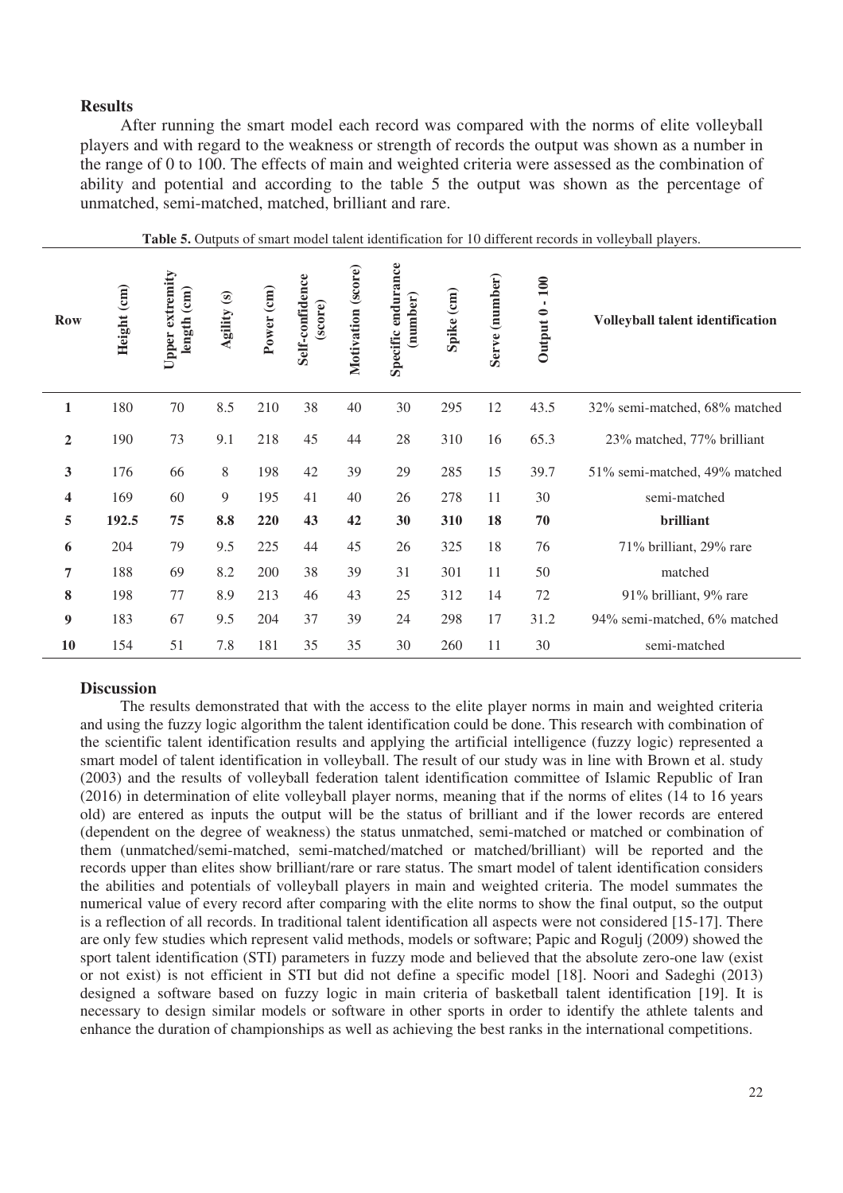## Results

After running the smart model each record was compared with the norms of elite volleyball players and with regard to the weakness or strength of records the output was shown as a number in the range of 0 to 100. The effects of main and weighted criteria were assessed as the combination of ability and potential and according to the table 5 the output was shown as the percentage of unmatched, semi-matched, matched, brilliant and rare.

**Table 5.** Outputs of smart model talent identification for 10 different records in volleyball players.

| Row | Height (cm) | Upper extremity length (cm) | Agility (s) | Power (cm) | Self-confidence (score) | Motivation (score) | Specific endurance (number) | Spike (cm) | Serve (number) | Output 0 - 100 | Volleyball talent identification |
|---|---|---|---|---|---|---|---|---|---|---|---|
| **1** | 180 | 70 | 8.5 | 210 | 38 | 40 | 30 | 295 | 12 | 43.5 | 32% semi-matched, 68% matched |
| **2** | 190 | 73 | 9.1 | 218 | 45 | 44 | 28 | 310 | 16 | 65.3 | 23% matched, 77% brilliant |
| **3** | 176 | 66 | 8 | 198 | 42 | 39 | 29 | 285 | 15 | 39.7 | 51% semi-matched, 49% matched |
| **4** | 169 | 60 | 9 | 195 | 41 | 40 | 26 | 278 | 11 | 30 | semi-matched |
| **5** | **192.5** | **75** | **8.8** | **220** | **43** | **42** | **30** | **310** | **18** | **70** | **brilliant** |
| **6** | 204 | 79 | 9.5 | 225 | 44 | 45 | 26 | 325 | 18 | 76 | 71% brilliant, 29% rare |
| **7** | 188 | 69 | 8.2 | 200 | 38 | 39 | 31 | 301 | 11 | 50 | matched |
| **8** | 198 | 77 | 8.9 | 213 | 46 | 43 | 25 | 312 | 14 | 72 | 91% brilliant, 9% rare |
| **9** | 183 | 67 | 9.5 | 204 | 37 | 39 | 24 | 298 | 17 | 31.2 | 94% semi-matched, 6% matched |
| **10** | 154 | 51 | 7.8 | 181 | 35 | 35 | 30 | 260 | 11 | 30 | semi-matched |

## Discussion

The results demonstrated that with the access to the elite player norms in main and weighted criteria and using the fuzzy logic algorithm the talent identification could be done. This research with combination of the scientific talent identification results and applying the artificial intelligence (fuzzy logic) represented a smart model of talent identification in volleyball. The result of our study was in line with Brown et al. study (2003) and the results of volleyball federation talent identification committee of Islamic Republic of Iran (2016) in determination of elite volleyball player norms, meaning that if the norms of elites (14 to 16 years old) are entered as inputs the output will be the status of brilliant and if the lower records are entered (dependent on the degree of weakness) the status unmatched, semi-matched or matched or combination of them (unmatched/semi-matched, semi-matched/matched or matched/brilliant) will be reported and the records upper than elites show brilliant/rare or rare status. The smart model of talent identification considers the abilities and potentials of volleyball players in main and weighted criteria. The model summates the numerical value of every record after comparing with the elite norms to show the final output, so the output is a reflection of all records. In traditional talent identification all aspects were not considered [15-17]. There are only few studies which represent valid methods, models or software; Papic and Rogulj (2009) showed the sport talent identification (STI) parameters in fuzzy mode and believed that the absolute zero-one law (exist or not exist) is not efficient in STI but did not define a specific model [18]. Noori and Sadeghi (2013) designed a software based on fuzzy logic in main criteria of basketball talent identification [19]. It is necessary to design similar models or software in other sports in order to identify the athlete talents and enhance the duration of championships as well as achieving the best ranks in the international competitions.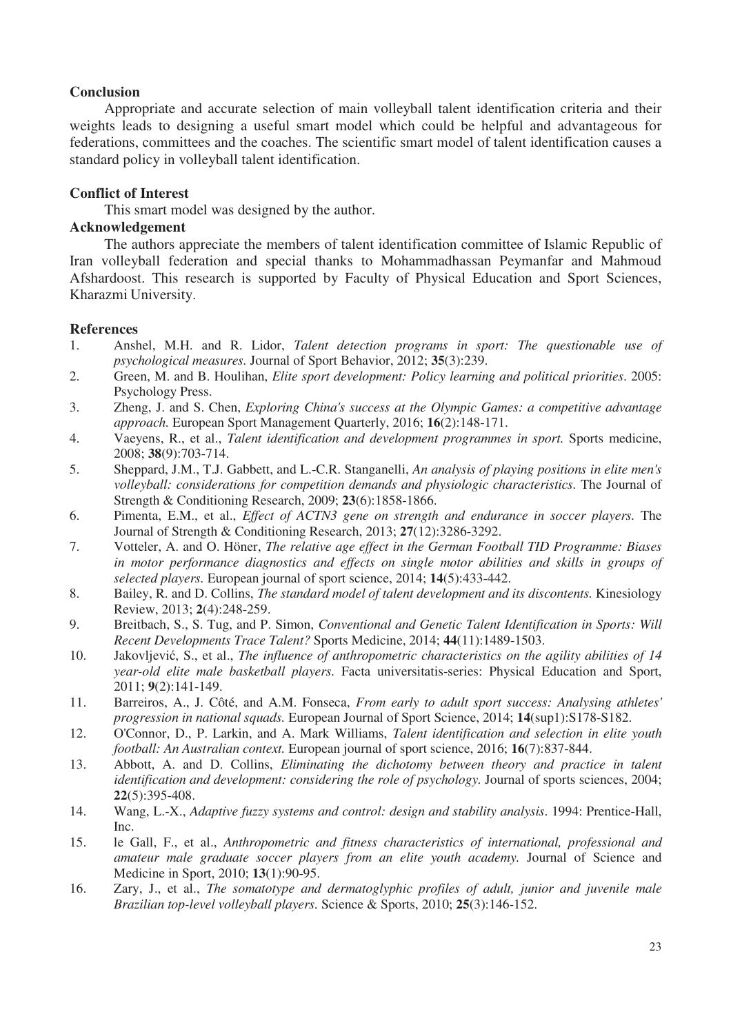**Conclusion**

Appropriate and accurate selection of main volleyball talent identification criteria and their weights leads to designing a useful smart model which could be helpful and advantageous for federations, committees and the coaches. The scientific smart model of talent identification causes a standard policy in volleyball talent identification.

**Conflict of Interest**

This smart model was designed by the author.

**Acknowledgement**

The authors appreciate the members of talent identification committee of Islamic Republic of Iran volleyball federation and special thanks to Mohammadhassan Peymanfar and Mahmoud Afshardoost. This research is supported by Faculty of Physical Education and Sport Sciences, Kharazmi University.

**References**

1. Anshel, M.H. and R. Lidor, *Talent detection programs in sport: The questionable use of psychological measures.* Journal of Sport Behavior, 2012; **35**(3):239.
2. Green, M. and B. Houlihan, *Elite sport development: Policy learning and political priorities.* 2005: Psychology Press.
3. Zheng, J. and S. Chen, *Exploring China's success at the Olympic Games: a competitive advantage approach.* European Sport Management Quarterly, 2016; **16**(2):148-171.
4. Vaeyens, R., et al., *Talent identification and development programmes in sport.* Sports medicine, 2008; **38**(9):703-714.
5. Sheppard, J.M., T.J. Gabbett, and L.-C.R. Stanganelli, *An analysis of playing positions in elite men's volleyball: considerations for competition demands and physiologic characteristics.* The Journal of Strength & Conditioning Research, 2009; **23**(6):1858-1866.
6. Pimenta, E.M., et al., *Effect of ACTN3 gene on strength and endurance in soccer players.* The Journal of Strength & Conditioning Research, 2013; **27**(12):3286-3292.
7. Votteler, A. and O. Höner, *The relative age effect in the German Football TID Programme: Biases in motor performance diagnostics and effects on single motor abilities and skills in groups of selected players.* European journal of sport science, 2014; **14**(5):433-442.
8. Bailey, R. and D. Collins, *The standard model of talent development and its discontents.* Kinesiology Review, 2013; **2**(4):248-259.
9. Breitbach, S., S. Tug, and P. Simon, *Conventional and Genetic Talent Identification in Sports: Will Recent Developments Trace Talent?* Sports Medicine, 2014; **44**(11):1489-1503.
10. Jakovljević, S., et al., *The influence of anthropometric characteristics on the agility abilities of 14 year-old elite male basketball players.* Facta universitatis-series: Physical Education and Sport, 2011; **9**(2):141-149.
11. Barreiros, A., J. Côté, and A.M. Fonseca, *From early to adult sport success: Analysing athletes' progression in national squads.* European Journal of Sport Science, 2014; **14**(sup1):S178-S182.
12. O'Connor, D., P. Larkin, and A. Mark Williams, *Talent identification and selection in elite youth football: An Australian context.* European journal of sport science, 2016; **16**(7):837-844.
13. Abbott, A. and D. Collins, *Eliminating the dichotomy between theory and practice in talent identification and development: considering the role of psychology.* Journal of sports sciences, 2004; **22**(5):395-408.
14. Wang, L.-X., *Adaptive fuzzy systems and control: design and stability analysis.* 1994: Prentice-Hall, Inc.
15. le Gall, F., et al., *Anthropometric and fitness characteristics of international, professional and amateur male graduate soccer players from an elite youth academy.* Journal of Science and Medicine in Sport, 2010; **13**(1):90-95.
16. Zary, J., et al., *The somatotype and dermatoglyphic profiles of adult, junior and juvenile male Brazilian top-level volleyball players.* Science & Sports, 2010; **25**(3):146-152.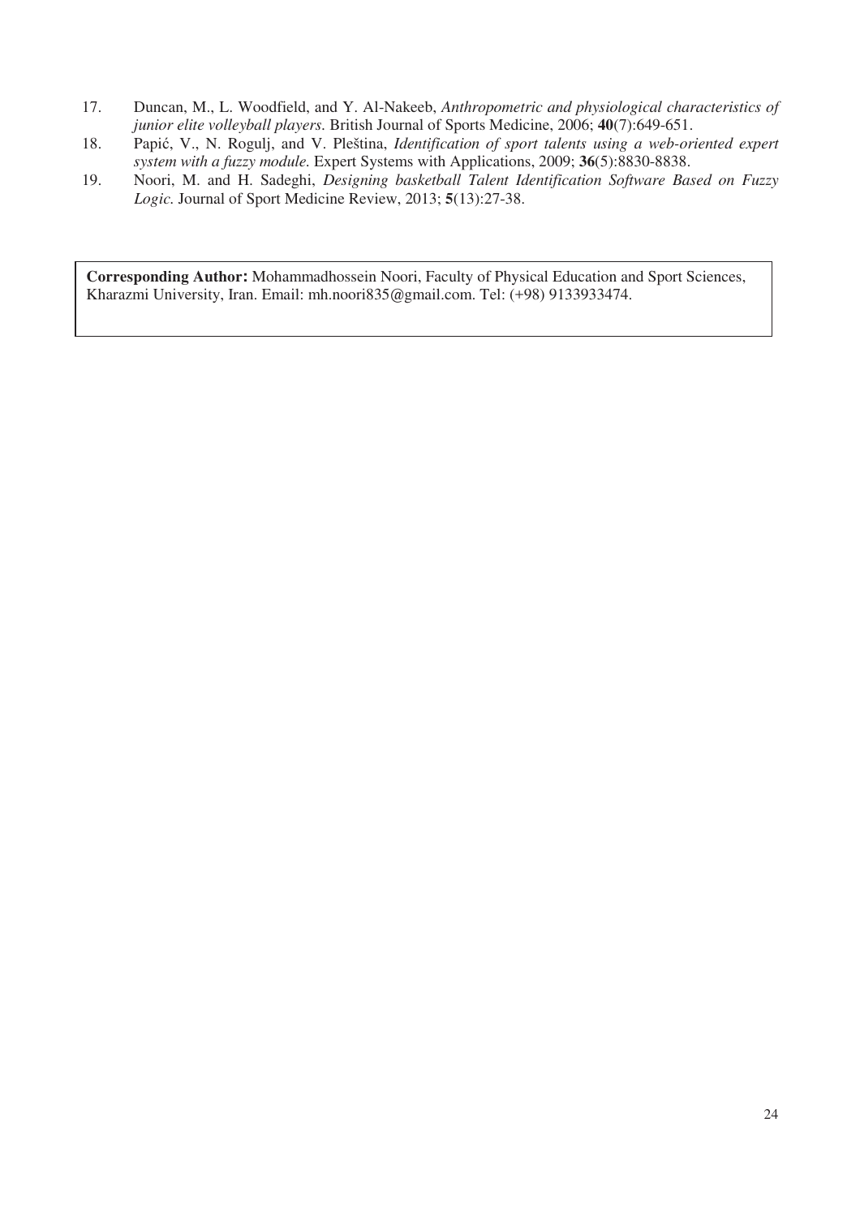17. Duncan, M., L. Woodfield, and Y. Al-Nakeeb, *Anthropometric and physiological characteristics of junior elite volleyball players.* British Journal of Sports Medicine, 2006; **40**(7):649-651.
18. Papić, V., N. Rogulj, and V. Pleština, *Identification of sport talents using a web-oriented expert system with a fuzzy module.* Expert Systems with Applications, 2009; **36**(5):8830-8838.
19. Noori, M. and H. Sadeghi, *Designing basketball Talent Identification Software Based on Fuzzy Logic.* Journal of Sport Medicine Review, 2013; **5**(13):27-38.

**Corresponding Author:** Mohammadhossein Noori, Faculty of Physical Education and Sport Sciences, Kharazmi University, Iran. Email: mh.noori835@gmail.com. Tel: (+98) 9133933474.